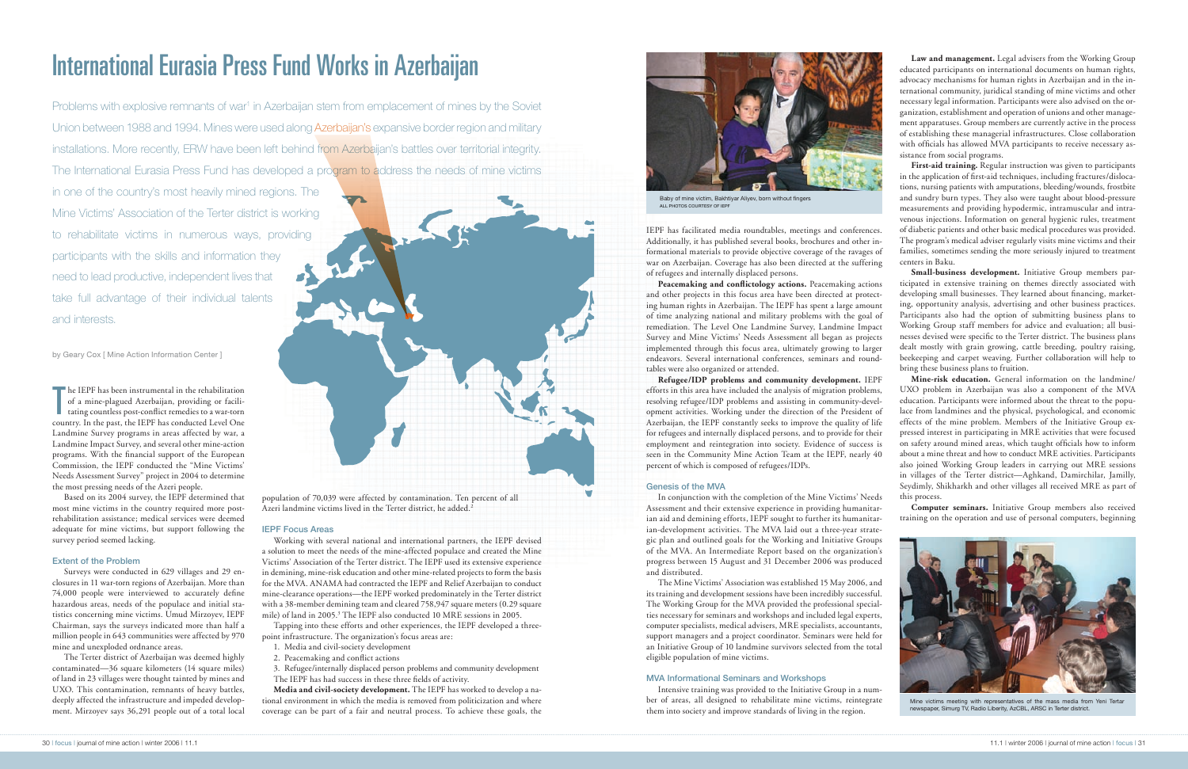# International Eurasia Press Fund Works in Azerbaijan

Problems with explosive remnants of war[1] in Azerbaijan stem from emplacement of mines by the Soviet Union between 1988 and 1994. Mines were used along Azerbaijan's expansive border region and military installations. More recently, ERW have been left behind from Azerbaijan's battles over territorial integrity. The International Eurasia Press Fund has developed a program to address the needs of mine victims in one of the country's most heavily mined regions. The Mine Victims' Association of the Terter district is working to rehabilitate victims in numerous ways, providing participants with the skills and information they need to lead productive, independent lives that take full advantage of their individual talents and interests.

by Geary Cox [ Mine Action Information Center ]

The IEPF has been instrumental in the rehabilitation of a mine-plagued Azerbaijan, providing or facilitating countless post-conflict remedies to a war-torn country. In the past, the IEPF has conducted Level One Landmine Survey programs in areas affected by war, a Landmine Impact Survey, and several other mine-action programs. With the financial support of the European Commission, the IEPF conducted the "Mine Victims' Needs Assessment Survey" project in 2004 to determine the most pressing needs of the Azeri people.

Based on its 2004 survey, the IEPF determined that most mine victims in the country required more post-rehabilitation assistance; medical services were deemed adequate for mine victims, but support following the survey period seemed lacking.

## Extent of the Problem

Surveys were conducted in 629 villages and 29 enclosures in 11 war-torn regions of Azerbaijan. More than 74,000 people were interviewed to accurately define hazardous areas, needs of the populace and initial statistics concerning mine victims. Umud Mirzoyev, IEPF Chairman, says the surveys indicated more than half a million people in 643 communities were affected by 970 mine and unexploded ordnance areas.

The Terter district of Azerbaijan was deemed highly contaminated—36 square kilometers (14 square miles) of land in 23 villages were thought tainted by mines and UXO. This contamination, remnants of heavy battles, deeply affected the infrastructure and impeded development. Mirzoyev says 36,291 people out of a total local population of 70,039 were affected by contamination. Ten percent of all Azeri landmine victims lived in the Terter district, he added.[2]

## IEPF Focus Areas

Working with several national and international partners, the IEPF devised a solution to meet the needs of the mine-affected populace and created the Mine Victims' Association of the Terter district. The IEPF used its extensive experience in demining, mine-risk education and other mine-related projects to form the basis for the MVA. ANAMA had contracted the IEPF and Relief Azerbaijan to conduct mine-clearance operations—the IEPF worked predominately in the Terter district with a 38-member demining team and cleared 758,947 square meters (0.29 square mile) of land in 2005.[3] The IEPF also conducted 10 MRE sessions in 2005.

Tapping into these efforts and other experiences, the IEPF developed a three-point infrastructure. The organization's focus areas are:

1. Media and civil-society development
2. Peacemaking and conflict actions
3. Refugee/internally displaced person problems and community development

The IEPF has had success in these three fields of activity.

**Media and civil-society development.** The IEPF has worked to develop a national environment in which the media is removed from politicization and where coverage can be part of a fair and neutral process. To achieve these goals, the IEPF has facilitated media roundtables, meetings and conferences. Additionally, it has published several books, brochures and other informational materials to provide objective coverage of the ravages of war on Azerbaijan. Coverage has also been directed at the suffering of refugees and internally displaced persons.

Baby of mine victim, Bakhtiyar Aliyev, born without fingers
ALL PHOTOS COURTESY OF IEPF

**Peacemaking and conflictology actions.** Peacemaking actions and other projects in this focus area have been directed at protecting human rights in Azerbaijan. The IEPF has spent a large amount of time analyzing national and military problems with the goal of remediation. The Level One Landmine Survey, Landmine Impact Survey and Mine Victims' Needs Assessment all began as projects implemented through this focus area, ultimately growing to larger endeavors. Several international conferences, seminars and roundtables were also organized or attended.

**Refugee/IDP problems and community development.** IEPF efforts in this area have included the analysis of migration problems, resolving refugee/IDP problems and assisting in community-development activities. Working under the direction of the President of Azerbaijan, the IEPF constantly seeks to improve the quality of life for refugees and internally displaced persons, and to provide for their employment and reintegration into society. Evidence of success is seen in the Community Mine Action Team at the IEPF, nearly 40 percent of which is composed of refugees/IDPs.

## Genesis of the MVA

In conjunction with the completion of the Mine Victims' Needs Assessment and their extensive experience in providing humanitarian aid and demining efforts, IEPF sought to further its humanitarian-development activities. The MVA laid out a three-year strategic plan and outlined goals for the Working and Initiative Groups of the MVA. An Intermediate Report based on the organization's progress between 15 August and 31 December 2006 was produced and distributed.

The Mine Victims' Association was established 15 May 2006, and its training and development sessions have been incredibly successful. The Working Group for the MVA provided the professional specialties necessary for seminars and workshops and included legal experts, computer specialists, medical advisers, MRE specialists, accountants, support managers and a project coordinator. Seminars were held for an Initiative Group of 10 landmine survivors selected from the total eligible population of mine victims.

## MVA Informational Seminars and Workshops

Intensive training was provided to the Initiative Group in a number of areas, all designed to rehabilitate mine victims, reintegrate them into society and improve standards of living in the region.

**Law and management.** Legal advisers from the Working Group educated participants on international documents on human rights, advocacy mechanisms for human rights in Azerbaijan and in the international community, juridical standing of mine victims and other necessary legal information. Participants were also advised on the organization, establishment and operation of unions and other management apparatuses. Group members are currently active in the process of establishing these managerial infrastructures. Close collaboration with officials has allowed MVA participants to receive necessary assistance from social programs.

**First-aid training.** Regular instruction was given to participants in the application of first-aid techniques, including fractures/dislocations, nursing patients with amputations, bleeding/wounds, frostbite and sundry burn types. They also were taught about blood-pressure measurements and providing hypodermic, intramuscular and intravenous injections. Information on general hygienic rules, treatment of diabetic patients and other basic medical procedures was provided. The program's medical adviser regularly visits mine victims and their families, sometimes sending the more seriously injured to treatment centers in Baku.

**Small-business development.** Initiative Group members participated in extensive training on themes directly associated with developing small businesses. They learned about financing, marketing, opportunity analysis, advertising and other business practices. Participants also had the option of submitting business plans to Working Group staff members for advice and evaluation; all businesses devised were specific to the Terter district. The business plans dealt mostly with grain growing, cattle breeding, poultry raising, beekeeping and carpet weaving. Further collaboration will help to bring these business plans to fruition.

**Mine-risk education.** General information on the landmine/UXO problem in Azerbaijan was also a component of the MVA education. Participants were informed about the threat to the populace from landmines and the physical, psychological, and economic effects of the mine problem. Members of the Initiative Group expressed interest in participating in MRE activities that were focused on safety around mined areas, which taught officials how to inform about a mine threat and how to conduct MRE activities. Participants also joined Working Group leaders in carrying out MRE sessions in villages of the Terter district—Aghkand, Damirchilar, Jamilly, Seydimly, Shikharkh and other villages all received MRE as part of this process.

**Computer seminars.** Initiative Group members also received training on the operation and use of personal computers, beginning

Mine victims meeting with representatives of the mass media from Yeni Tertar newspaper, Simurg TV, Radio Liberty, AzCBL, ARSC in Terter district.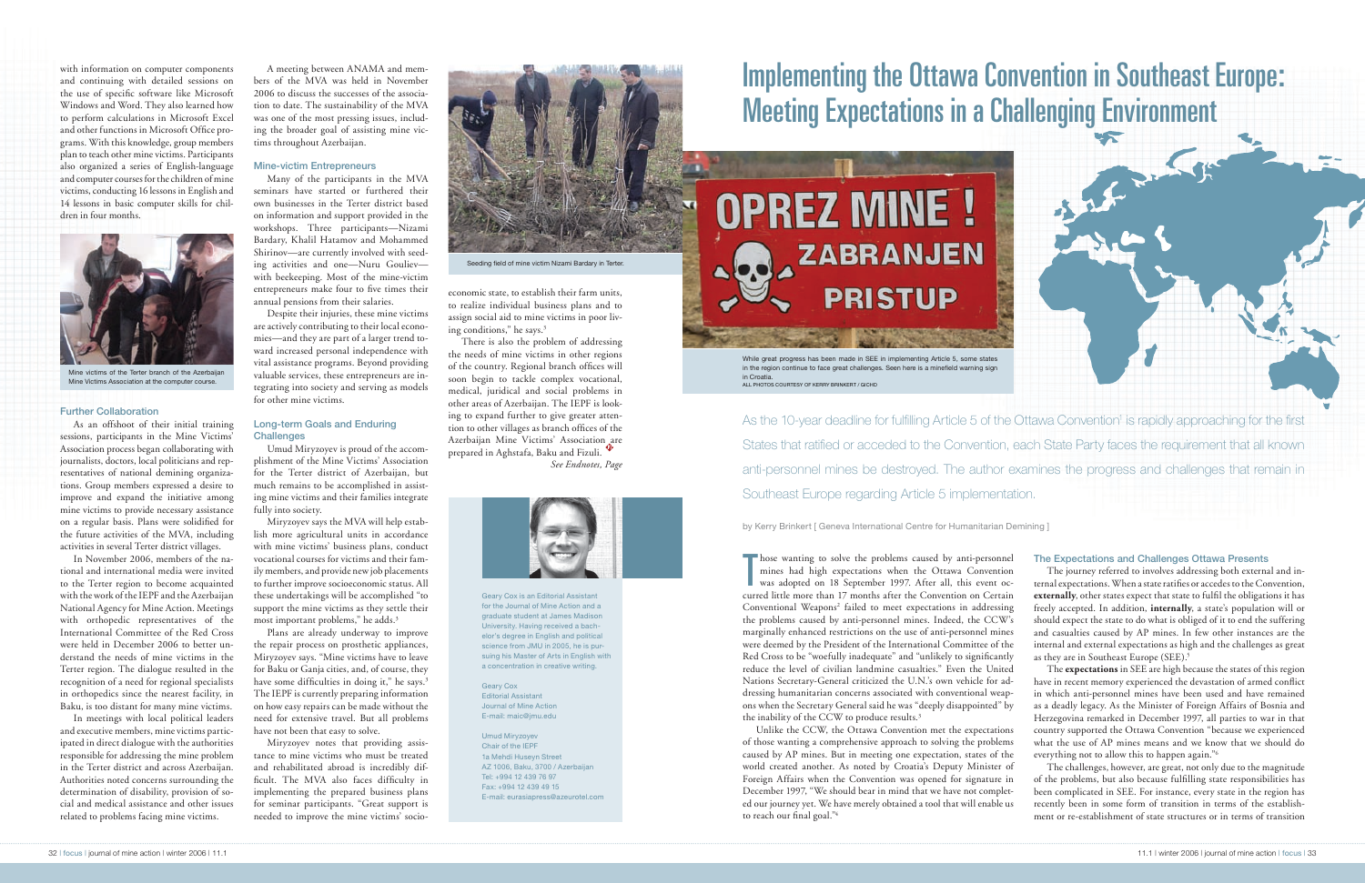with information on computer components and continuing with detailed sessions on the use of specific software like Microsoft Windows and Word. They also learned how to perform calculations in Microsoft Excel and other functions in Microsoft Office programs. With this knowledge, group members plan to teach other mine victims. Participants also organized a series of English-language and computer courses for the children of mine victims, conducting 16 lessons in English and 14 lessons in basic computer skills for children in four months.

Mine victims of the Terter branch of the Azerbaijan Mine Victims Association at the computer course.

### Further Collaboration

As an offshoot of their initial training sessions, participants in the Mine Victims' Association process began collaborating with journalists, doctors, local politicians and representatives of national demining organizations. Group members expressed a desire to improve and expand the initiative among mine victims to provide necessary assistance on a regular basis. Plans were solidified for the future activities of the MVA, including activities in several Terter district villages.

In November 2006, members of the national and international media were invited to the Terter region to become acquainted with the work of the IEPF and the Azerbaijan National Agency for Mine Action. Meetings with orthopedic representatives of the International Committee of the Red Cross were held in December 2006 to better understand the needs of mine victims in the Terter region. The dialogue resulted in the recognition of a need for regional specialists in orthopedics since the nearest facility, in Baku, is too distant for many mine victims.

In meetings with local political leaders and executive members, mine victims participated in direct dialogue with the authorities responsible for addressing the mine problem in the Terter district and across Azerbaijan. Authorities noted concerns surrounding the determination of disability, provision of social and medical assistance and other issues related to problems facing mine victims.

A meeting between ANAMA and members of the MVA was held in November 2006 to discuss the successes of the association to date. The sustainability of the MVA was one of the most pressing issues, including the broader goal of assisting mine victims throughout Azerbaijan.

### Mine-victim Entrepreneurs

Many of the participants in the MVA seminars have started or furthered their own businesses in the Terter district based on information and support provided in the workshops. Three participants—Nizami Bardary, Khalil Hatamov and Mohammed Shirinov—are currently involved with seeding activities and one—Nuru Gouliev—with beekeeping. Most of the mine-victim entrepreneurs make four to five times their annual pensions from their salaries.

Despite their injuries, these mine victims are actively contributing to their local economies—and they are part of a larger trend toward increased personal independence with vital assistance programs. Beyond providing valuable services, these entrepreneurs are integrating into society and serving as models for other mine victims.

### Long-term Goals and Enduring Challenges

Umud Miryzoyev is proud of the accomplishment of the Mine Victims' Association for the Terter district of Azerbaijan, but much remains to be accomplished in assisting mine victims and their families integrate fully into society.

Miryzoyev says the MVA will help establish more agricultural units in accordance with mine victims' business plans, conduct vocational courses for victims and their family members, and provide new job placements to further improve socioeconomic status. All these undertakings will be accomplished "to support the mine victims as they settle their most important problems," he adds.[3]

Plans are already underway to improve the repair process on prosthetic appliances, Miryzoyev says. "Mine victims have to leave for Baku or Ganja cities, and, of course, they have some difficulties in doing it," he says.[3] The IEPF is currently preparing information on how easy repairs can be made without the need for extensive travel. But all problems have not been that easy to solve.

Miryzoyev notes that providing assistance to mine victims who must be treated and rehabilitated abroad is incredibly difficult. The MVA also faces difficulty in implementing the prepared business plans for seminar participants. "Great support is needed to improve the mine victims' socio-economic state, to establish their farm units, to realize individual business plans and to assign social aid to mine victims in poor living conditions," he says.[3]

Seeding field of mine victim Nizami Bardary in Terter.

There is also the problem of addressing the needs of mine victims in other regions of the country. Regional branch offices will soon begin to tackle complex vocational, medical, juridical and social problems in other areas of Azerbaijan. The IEPF is looking to expand further to give greater attention to other villages as branch offices of the Azerbaijan Mine Victims' Association are prepared in Aghstafa, Baku and Fizuli.

*See Endnotes, Page*

Geary Cox is an Editorial Assistant for the Journal of Mine Action and a graduate student at James Madison University. Having received a bachelor's degree in English and political science from JMU in 2005, he is pursuing his Master of Arts in English with a concentration in creative writing.

Geary Cox
Editorial Assistant
Journal of Mine Action
E-mail: maic@jmu.edu

Umud Miryzoyev
Chair of the IEPF
1a Mehdi Huseyn Street
AZ 1006, Baku, 3700 / Azerbaijan
Tel: +994 12 439 76 97
Fax: +994 12 439 49 15
E-mail: eurasiapress@azeurotel.com

# Implementing the Ottawa Convention in Southeast Europe: Meeting Expectations in a Challenging Environment

While great progress has been made in SEE in implementing Article 5, some states in the region continue to face great challenges. Seen here is a minefield warning sign in Croatia.
ALL PHOTOS COURTESY OF KERRY BRINKERT / GICHD

As the 10-year deadline for fulfilling Article 5 of the Ottawa Convention[1] is rapidly approaching for the first States that ratified or acceded to the Convention, each State Party faces the requirement that all known anti-personnel mines be destroyed. The author examines the progress and challenges that remain in Southeast Europe regarding Article 5 implementation.

by Kerry Brinkert [ Geneva International Centre for Humanitarian Demining ]

Those wanting to solve the problems caused by anti-personnel mines had high expectations when the Ottawa Convention was adopted on 18 September 1997. After all, this event occurred little more than 17 months after the Convention on Certain Conventional Weapons[2] failed to meet expectations in addressing the problems caused by anti-personnel mines. Indeed, the CCW's marginally enhanced restrictions on the use of anti-personnel mines were deemed by the President of the International Committee of the Red Cross to be "woefully inadequate" and "unlikely to significantly reduce the level of civilian landmine casualties." Even the United Nations Secretary-General criticized the U.N.'s own vehicle for addressing humanitarian concerns associated with conventional weapons when the Secretary General said he was "deeply disappointed" by the inability of the CCW to produce results.[3]

Unlike the CCW, the Ottawa Convention met the expectations of those wanting a comprehensive approach to solving the problems caused by AP mines. But in meeting one expectation, states of the world created another. As noted by Croatia's Deputy Minister of Foreign Affairs when the Convention was opened for signature in December 1997, "We should bear in mind that we have not completed our journey yet. We have merely obtained a tool that will enable us to reach our final goal."[4]

### The Expectations and Challenges Ottawa Presents

The journey referred to involves addressing both external and internal expectations. When a state ratifies or accedes to the Convention, **externally**, other states expect that state to fulfil the obligations it has freely accepted. In addition, **internally**, a state's population will or should expect the state to do what is obliged of it to end the suffering and casualties caused by AP mines. In few other instances are the internal and external expectations as high and the challenges as great as they are in Southeast Europe (SEE).[5]

The **expectations** in SEE are high because the states of this region have in recent memory experienced the devastation of armed conflict in which anti-personnel mines have been used and have remained as a deadly legacy. As the Minister of Foreign Affairs of Bosnia and Herzegovina remarked in December 1997, all parties to war in that country supported the Ottawa Convention "because we experienced what the use of AP mines means and we know that we should do everything not to allow this to happen again."[6]

The challenges, however, are great, not only due to the magnitude of the problems, but also because fulfilling state responsibilities has been complicated in SEE. For instance, every state in the region has recently been in some form of transition in terms of the establishment or re-establishment of state structures or in terms of transition